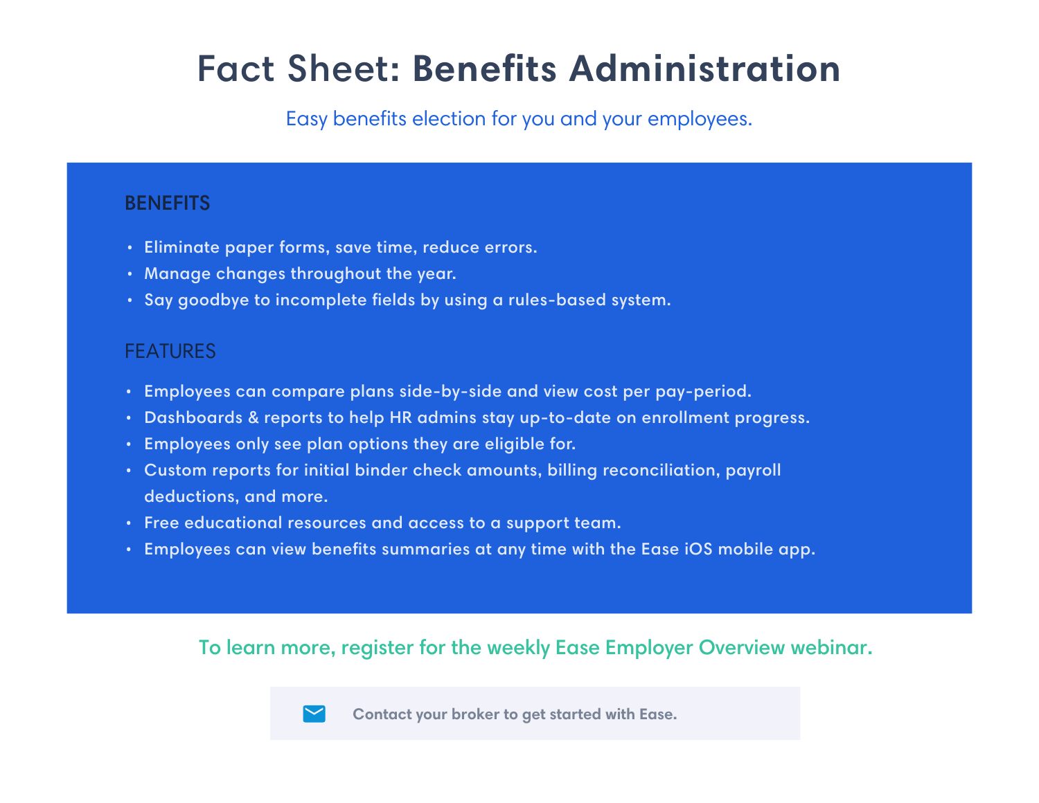# Fact Sheet: Benefits Administration

Easy benefits election for you and your employees.

## BENEFITS

- Eliminate paper forms, save time, reduce errors.
- Manage changes throughout the year.
- Say goodbye to incomplete fields by using a rules-based system.

## FEATURES

- Employees can compare plans side-by-side and view cost per pay-period.
- Dashboards & reports to help HR admins stay up-to-date on enrollment progress.
- Employees only see plan options they are eligible for.
- Custom reports for initial binder check amounts, billing reconciliation, payroll deductions, and more.
- Free educational resources and access to a support team.
- Employees can view benefits summaries at any time with the Ease iOS mobile app.

To learn more, register for the weekly Ease Employer Overview webinar.

Contact your broker to get started with Ease.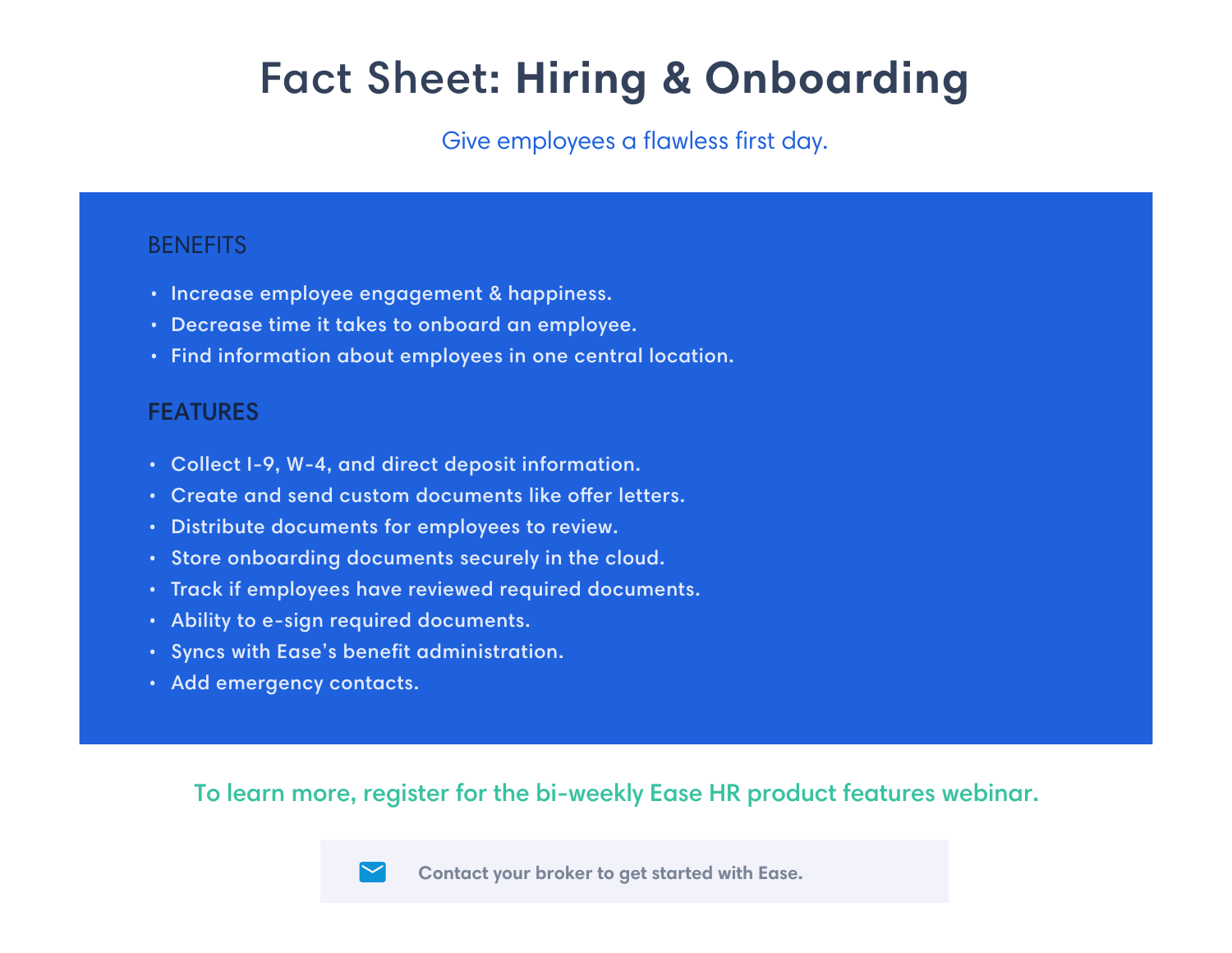# Fact Sheet: Hiring & Onboarding

Give employees a flawless first day.

## BENEFITS

- Increase employee engagement & happiness.
- Decrease time it takes to onboard an employee.
- Find information about employees in one central location.

## FEATURES

- Collect I-9, W-4, and direct deposit information.
- Create and send custom documents like offer letters.
- Distribute documents for employees to review.
- Store onboarding documents securely in the cloud.
- Track if employees have reviewed required documents.
- Ability to e-sign required documents.
- Syncs with Ease's benefit administration.
- Add emergency contacts.

To learn more, register for the bi-weekly Ease HR product features webinar.

Contact your broker to get started with Ease.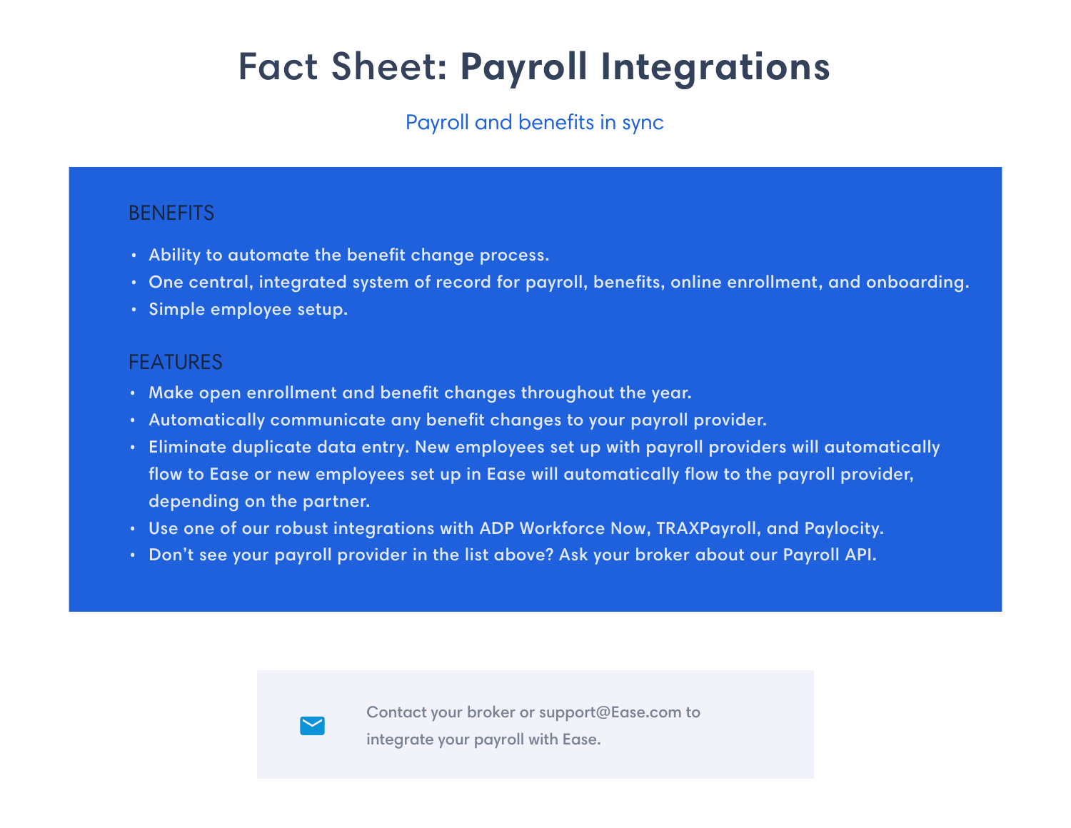# Fact Sheet: Payroll Integrations

Payroll and benefits in sync

## BENEFITS

- Ability to automate the benefit change process.
- One central, integrated system of record for payroll, benefits, online enrollment, and onboarding.
- Simple employee setup.

## FEATURES

- Make open enrollment and benefit changes throughout the year.
- Automatically communicate any benefit changes to your payroll provider.
- Eliminate duplicate data entry. New employees set up with payroll providers will automatically flow to Ease or new employees set up in Ease will automatically flow to the payroll provider, depending on the partner.
- Use one of our robust integrations with ADP Workforce Now, TRAXPayroll, and Paylocity.
- Don't see your payroll provider in the list above? Ask your broker about our Payroll API.

Contact your broker or support@Ease.com to integrate your payroll with Ease.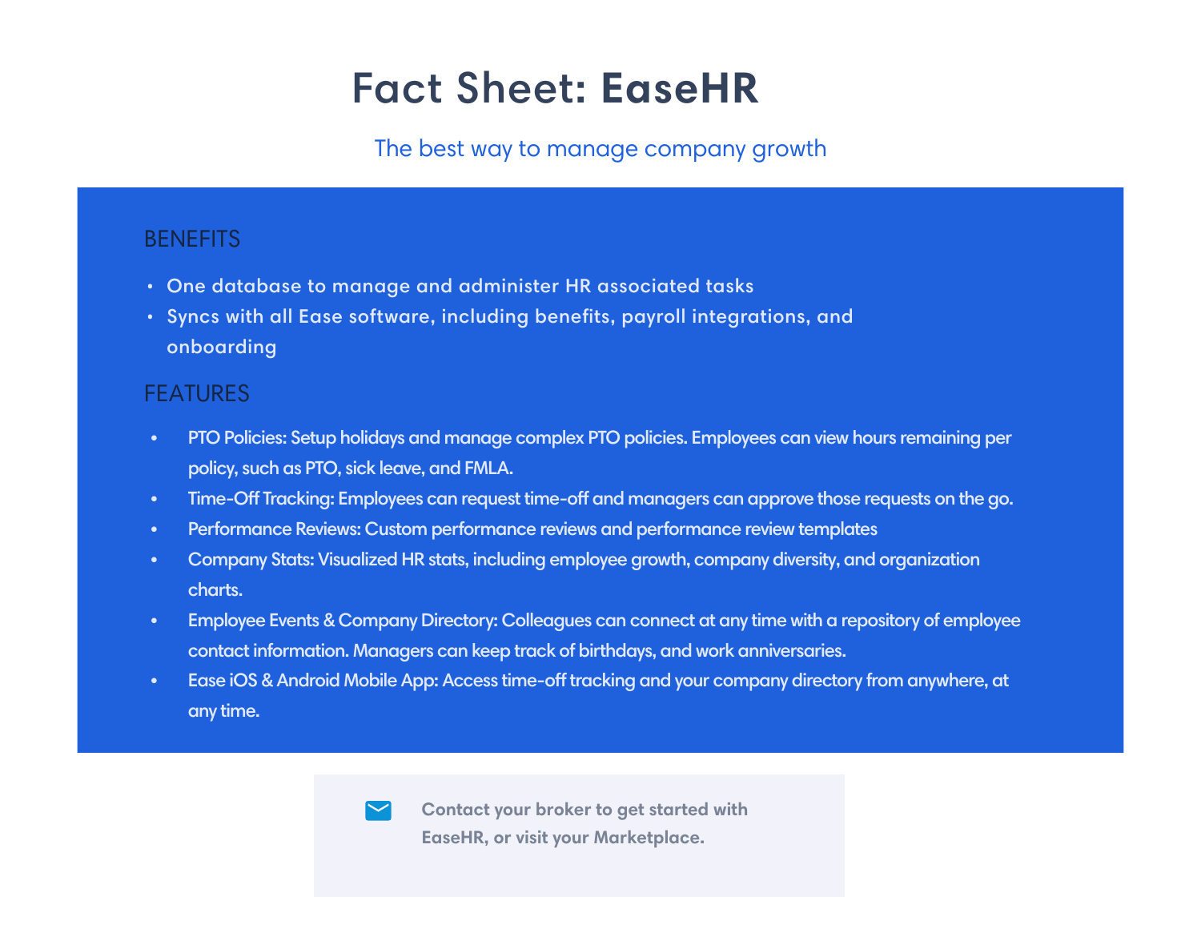# Fact Sheet: EaseHR

The best way to manage company growth

## BENEFITS

- One database to manage and administer HR associated tasks
- Syncs with all Ease software, including benefits, payroll integrations, and onboarding

## FEATURES

- PTO Policies: Setup holidays and manage complex PTO policies. Employees can view hours remaining per policy, such as PTO, sick leave, and FMLA.
- Time-Off Tracking: Employees can request time-off and managers can approve those requests on the go.
- Performance Reviews: Custom performance reviews and performance review templates
- Company Stats: Visualized HR stats, including employee growth, company diversity, and organization charts.
- Employee Events & Company Directory: Colleagues can connect at any time with a repository of employee contact information. Managers can keep track of birthdays, and work anniversaries.
- Ease iOS & Android Mobile App: Access time-off tracking and your company directory from anywhere, at any time.

**Contact your broker to get started with EaseHR, or visit your Marketplace.**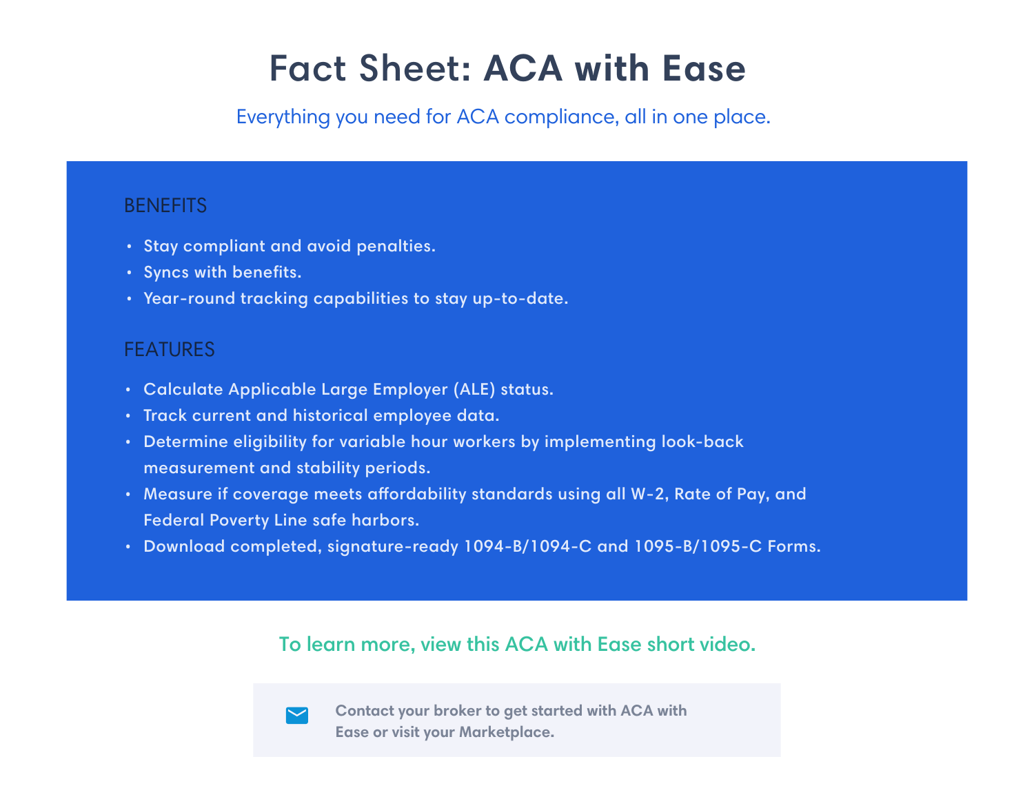# Fact Sheet: ACA with Ease

Everything you need for ACA compliance, all in one place.

## BENEFITS

- Stay compliant and avoid penalties.
- Syncs with benefits.
- Year-round tracking capabilities to stay up-to-date.

## FEATURES

- Calculate Applicable Large Employer (ALE) status.
- Track current and historical employee data.
- Determine eligibility for variable hour workers by implementing look-back measurement and stability periods.
- Measure if coverage meets affordability standards using all W-2, Rate of Pay, and Federal Poverty Line safe harbors.
- Download completed, signature-ready 1094-B/1094-C and 1095-B/1095-C Forms.

To learn more, view this ACA with Ease short video.

**Contact your broker to get started with ACA with Ease or visit your Marketplace.**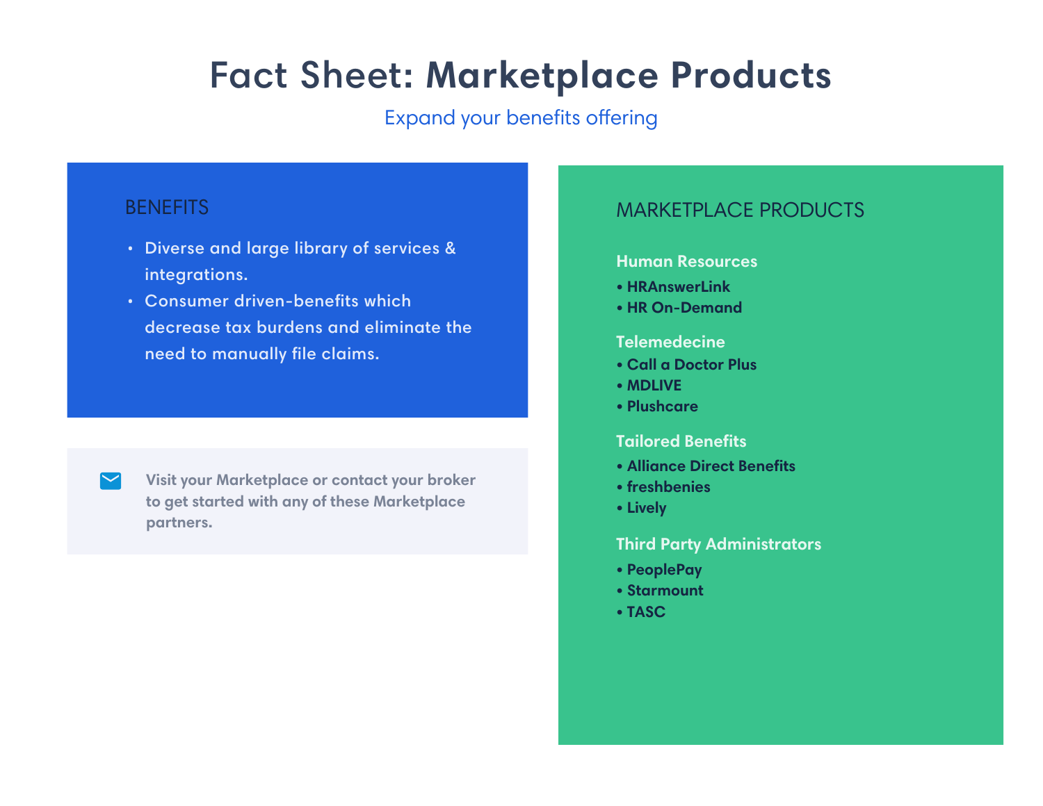# Fact Sheet: Marketplace Products

Expand your benefits offering

## BENEFITS

- Diverse and large library of services & integrations.
- Consumer driven-benefits which decrease tax burdens and eliminate the need to manually file claims.

Visit your Marketplace or contact your broker to get started with any of these Marketplace partners.

## MARKETPLACE PRODUCTS

### Human Resources

- **HRAnswerLink**
- **HR On-Demand**

### Telemedecine

- **Call a Doctor Plus**
- **MDLIVE**
- **Plushcare**

### Tailored Benefits

- **Alliance Direct Benefits**
- **freshbenies**
- **Lively**

### Third Party Administrators

- **PeoplePay**
- **Starmount**
- **TASC**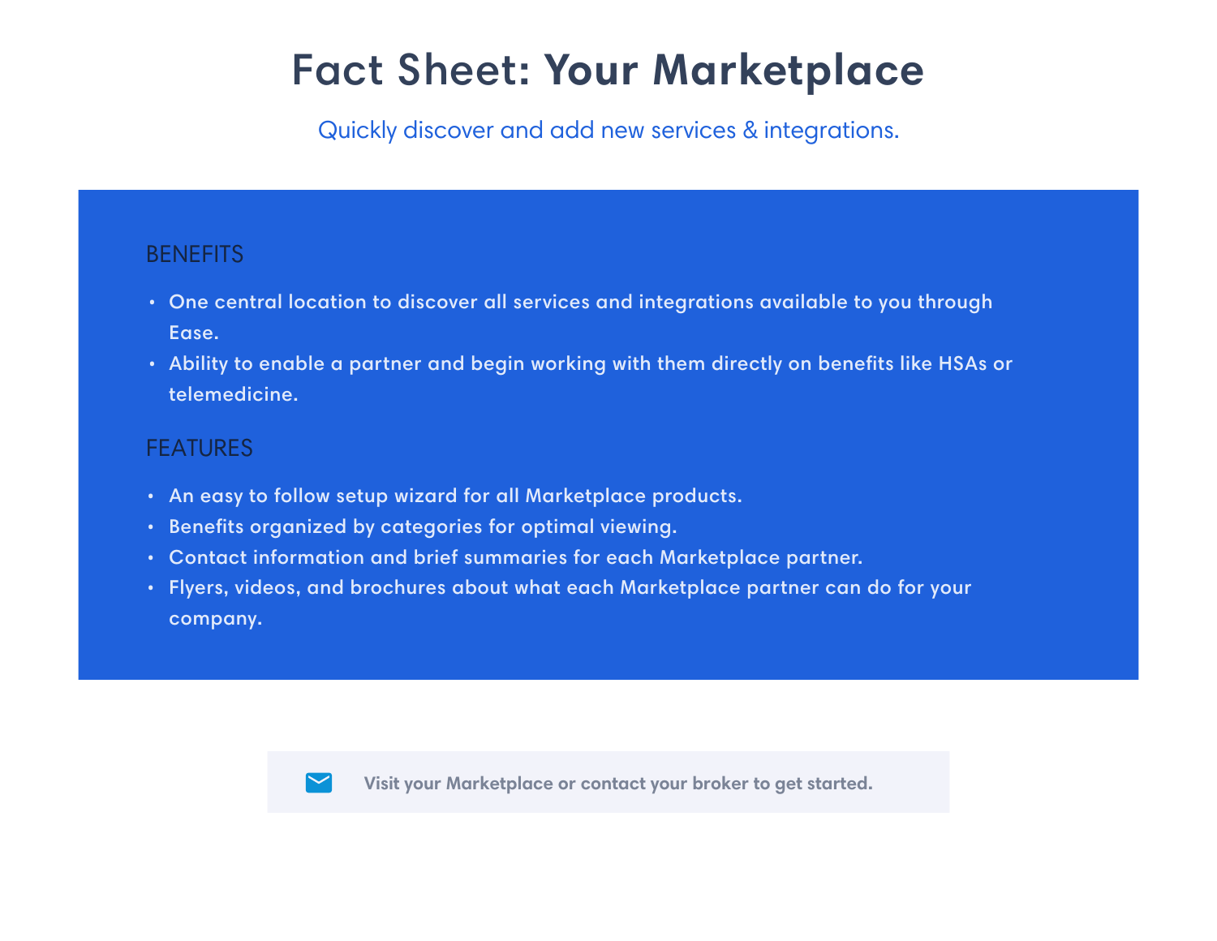# Fact Sheet: Your Marketplace

Quickly discover and add new services & integrations.

## BENEFITS

- One central location to discover all services and integrations available to you through Ease.
- Ability to enable a partner and begin working with them directly on benefits like HSAs or telemedicine.

## FEATURES

- An easy to follow setup wizard for all Marketplace products.
- Benefits organized by categories for optimal viewing.
- Contact information and brief summaries for each Marketplace partner.
- Flyers, videos, and brochures about what each Marketplace partner can do for your company.

Visit your Marketplace or contact your broker to get started.